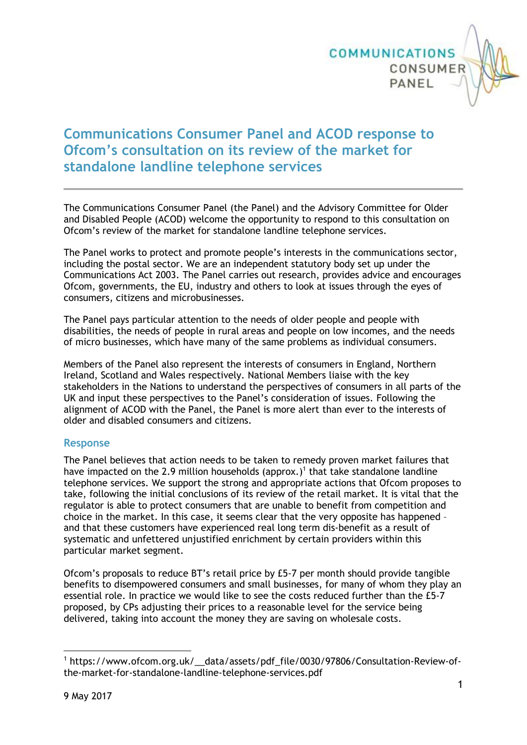# Communications Consumer Panel and ACOD response to Ofcom's consultation on its review of the market for standalone landline telephone services

The Communications Consumer Panel (the Panel) and the Advisory Committee for Older and Disabled People (ACOD) welcome the opportunity to respond to this consultation on Ofcom's review of the market for standalone landline telephone services.

The Panel works to protect and promote people's interests in the communications sector, including the postal sector. We are an independent statutory body set up under the Communications Act 2003. The Panel carries out research, provides advice and encourages Ofcom, governments, the EU, industry and others to look at issues through the eyes of consumers, citizens and microbusinesses.

The Panel pays particular attention to the needs of older people and people with disabilities, the needs of people in rural areas and people on low incomes, and the needs of micro businesses, which have many of the same problems as individual consumers.

Members of the Panel also represent the interests of consumers in England, Northern Ireland, Scotland and Wales respectively. National Members liaise with the key stakeholders in the Nations to understand the perspectives of consumers in all parts of the UK and input these perspectives to the Panel's consideration of issues. Following the alignment of ACOD with the Panel, the Panel is more alert than ever to the interests of older and disabled consumers and citizens.

## Response

The Panel believes that action needs to be taken to remedy proven market failures that have impacted on the 2.9 million households (approx.)[1] that take standalone landline telephone services. We support the strong and appropriate actions that Ofcom proposes to take, following the initial conclusions of its review of the retail market. It is vital that the regulator is able to protect consumers that are unable to benefit from competition and choice in the market. In this case, it seems clear that the very opposite has happened – and that these customers have experienced real long term dis-benefit as a result of systematic and unfettered unjustified enrichment by certain providers within this particular market segment.

Ofcom's proposals to reduce BT's retail price by £5-7 per month should provide tangible benefits to disempowered consumers and small businesses, for many of whom they play an essential role. In practice we would like to see the costs reduced further than the £5-7 proposed, by CPs adjusting their prices to a reasonable level for the service being delivered, taking into account the money they are saving on wholesale costs.

[1] https://www.ofcom.org.uk/__data/assets/pdf_file/0030/97806/Consultation-Review-of-the-market-for-standalone-landline-telephone-services.pdf

9 May 2017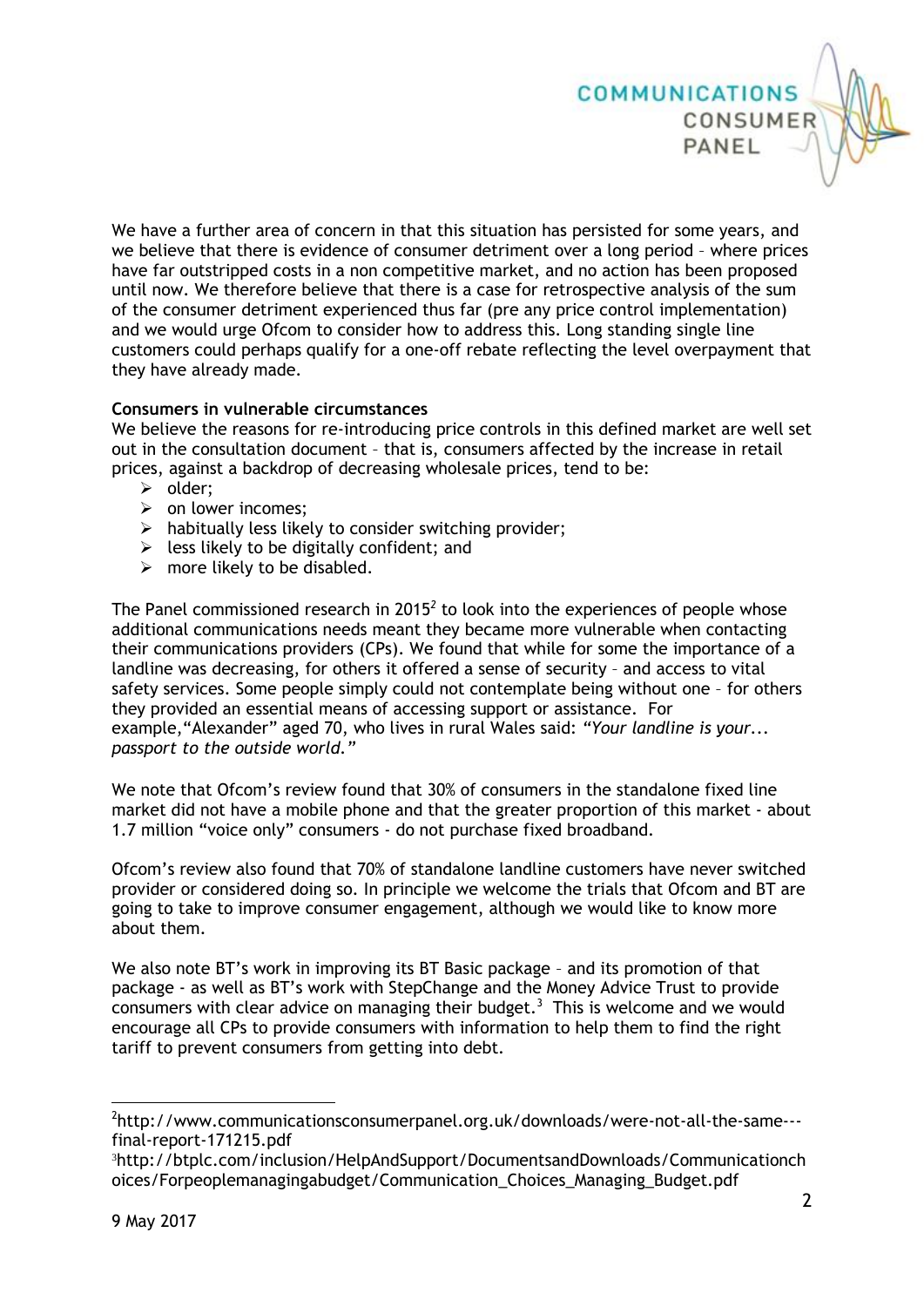We have a further area of concern in that this situation has persisted for some years, and we believe that there is evidence of consumer detriment over a long period – where prices have far outstripped costs in a non competitive market, and no action has been proposed until now. We therefore believe that there is a case for retrospective analysis of the sum of the consumer detriment experienced thus far (pre any price control implementation) and we would urge Ofcom to consider how to address this. Long standing single line customers could perhaps qualify for a one-off rebate reflecting the level overpayment that they have already made.

**Consumers in vulnerable circumstances**

We believe the reasons for re-introducing price controls in this defined market are well set out in the consultation document – that is, consumers affected by the increase in retail prices, against a backdrop of decreasing wholesale prices, tend to be:

- older;
- on lower incomes;
- habitually less likely to consider switching provider;
- less likely to be digitally confident; and
- more likely to be disabled.

The Panel commissioned research in 2015[2] to look into the experiences of people whose additional communications needs meant they became more vulnerable when contacting their communications providers (CPs). We found that while for some the importance of a landline was decreasing, for others it offered a sense of security – and access to vital safety services. Some people simply could not contemplate being without one – for others they provided an essential means of accessing support or assistance. For example,"Alexander" aged 70, who lives in rural Wales said: *"Your landline is your... passport to the outside world."*

We note that Ofcom's review found that 30% of consumers in the standalone fixed line market did not have a mobile phone and that the greater proportion of this market - about 1.7 million "voice only" consumers - do not purchase fixed broadband.

Ofcom's review also found that 70% of standalone landline customers have never switched provider or considered doing so. In principle we welcome the trials that Ofcom and BT are going to take to improve consumer engagement, although we would like to know more about them.

We also note BT's work in improving its BT Basic package – and its promotion of that package - as well as BT's work with StepChange and the Money Advice Trust to provide consumers with clear advice on managing their budget.[3] This is welcome and we would encourage all CPs to provide consumers with information to help them to find the right tariff to prevent consumers from getting into debt.

---

[2] http://www.communicationsconsumerpanel.org.uk/downloads/were-not-all-the-same---final-report-171215.pdf

[3] http://btplc.com/inclusion/HelpAndSupport/DocumentsandDownloads/Communicationchoices/Forpeoplemanagingabudget/Communication_Choices_Managing_Budget.pdf

9 May 2017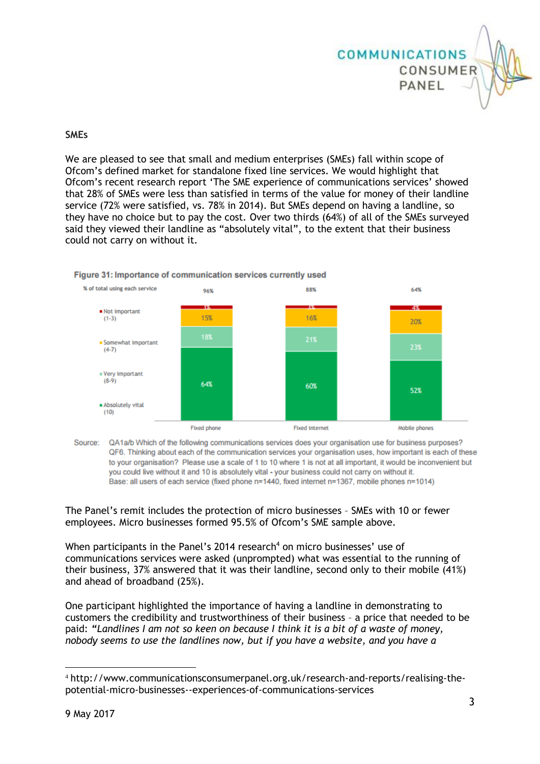## SMEs

We are pleased to see that small and medium enterprises (SMEs) fall within scope of Ofcom's defined market for standalone fixed line services. We would highlight that Ofcom's recent research report 'The SME experience of communications services' showed that 28% of SMEs were less than satisfied in terms of the value for money of their landline service (72% were satisfied, vs. 78% in 2014). But SMEs depend on having a landline, so they have no choice but to pay the cost. Over two thirds (64%) of all of the SMEs surveyed said they viewed their landline as "absolutely vital", to the extent that their business could not carry on without it.

**Figure 31: Importance of communication services currently used**

% of total using each service

| | Fixed phone | Fixed internet | Mobile phones |
|---|---|---|---|
| % of total using each service | 96% | 88% | 64% |
| Not important (1-3) | 3% | 3% | 4% |
| Somewhat important (4-7) | 15% | 16% | 20% |
| Very important (8-9) | 18% | 21% | 23% |
| Absolutely vital (10) | 64% | 60% | 52% |

Source: QA1a/b Which of the following communications services does your organisation use for business purposes? QF6. Thinking about each of the communication services your organisation uses, how important is each of these to your organisation? Please use a scale of 1 to 10 where 1 is not at all important, it would be inconvenient but you could live without it and 10 is absolutely vital - your business could not carry on without it.
Base: all users of each service (fixed phone n=1440, fixed internet n=1367, mobile phones n=1014)

The Panel's remit includes the protection of micro businesses – SMEs with 10 or fewer employees. Micro businesses formed 95.5% of Ofcom's SME sample above.

When participants in the Panel's 2014 research[4] on micro businesses' use of communications services were asked (unprompted) what was essential to the running of their business, 37% answered that it was their landline, second only to their mobile (41%) and ahead of broadband (25%).

One participant highlighted the importance of having a landline in demonstrating to customers the credibility and trustworthiness of their business – a price that needed to be paid: *"Landlines I am not so keen on because I think it is a bit of a waste of money, nobody seems to use the landlines now, but if you have a website, and you have a*

[4] http://www.communicationsconsumerpanel.org.uk/research-and-reports/realising-the-potential-micro-businesses--experiences-of-communications-services

9 May 2017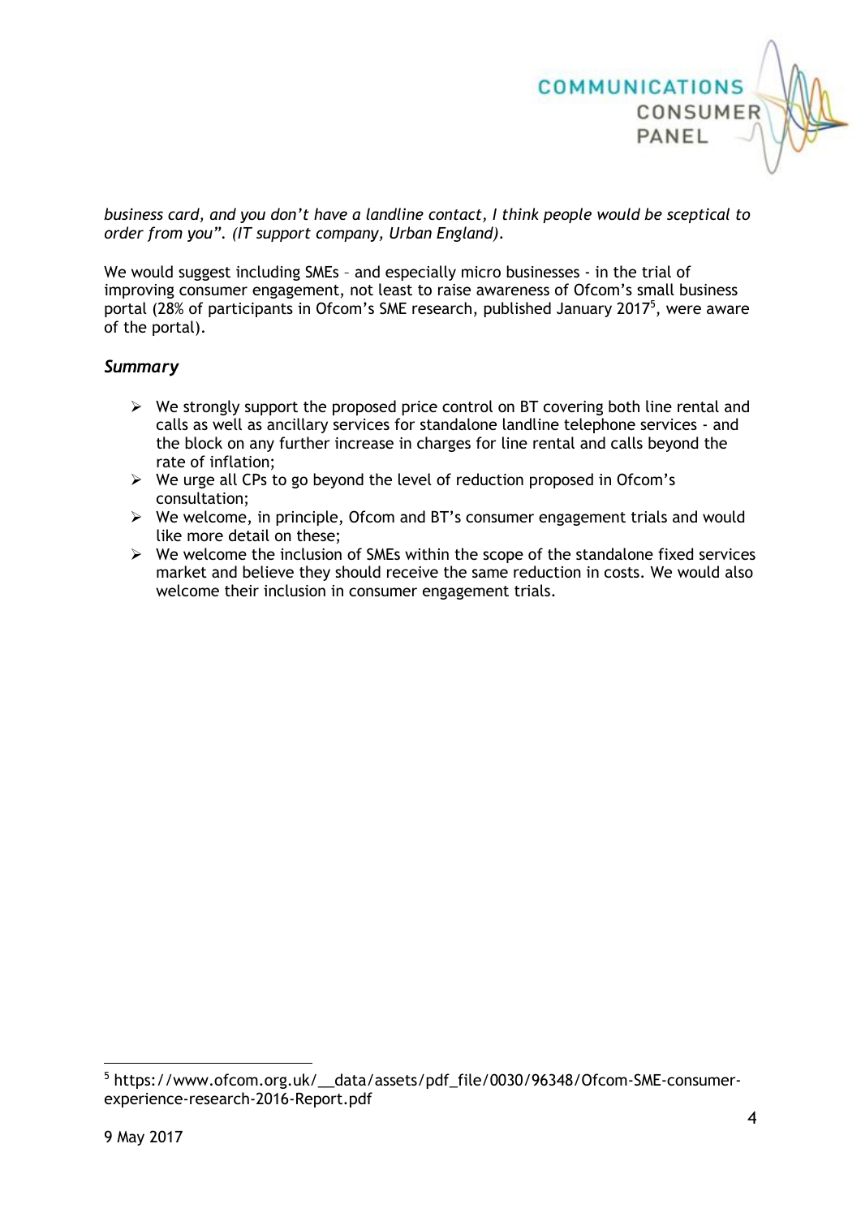*business card, and you don't have a landline contact, I think people would be sceptical to order from you". (IT support company, Urban England).*

We would suggest including SMEs – and especially micro businesses - in the trial of improving consumer engagement, not least to raise awareness of Ofcom's small business portal (28% of participants in Ofcom's SME research, published January 2017[5], were aware of the portal).

### *Summary*

- We strongly support the proposed price control on BT covering both line rental and calls as well as ancillary services for standalone landline telephone services - and the block on any further increase in charges for line rental and calls beyond the rate of inflation;
- We urge all CPs to go beyond the level of reduction proposed in Ofcom's consultation;
- We welcome, in principle, Ofcom and BT's consumer engagement trials and would like more detail on these;
- We welcome the inclusion of SMEs within the scope of the standalone fixed services market and believe they should receive the same reduction in costs. We would also welcome their inclusion in consumer engagement trials.

---

[5] https://www.ofcom.org.uk/__data/assets/pdf_file/0030/96348/Ofcom-SME-consumer-experience-research-2016-Report.pdf

9 May 2017